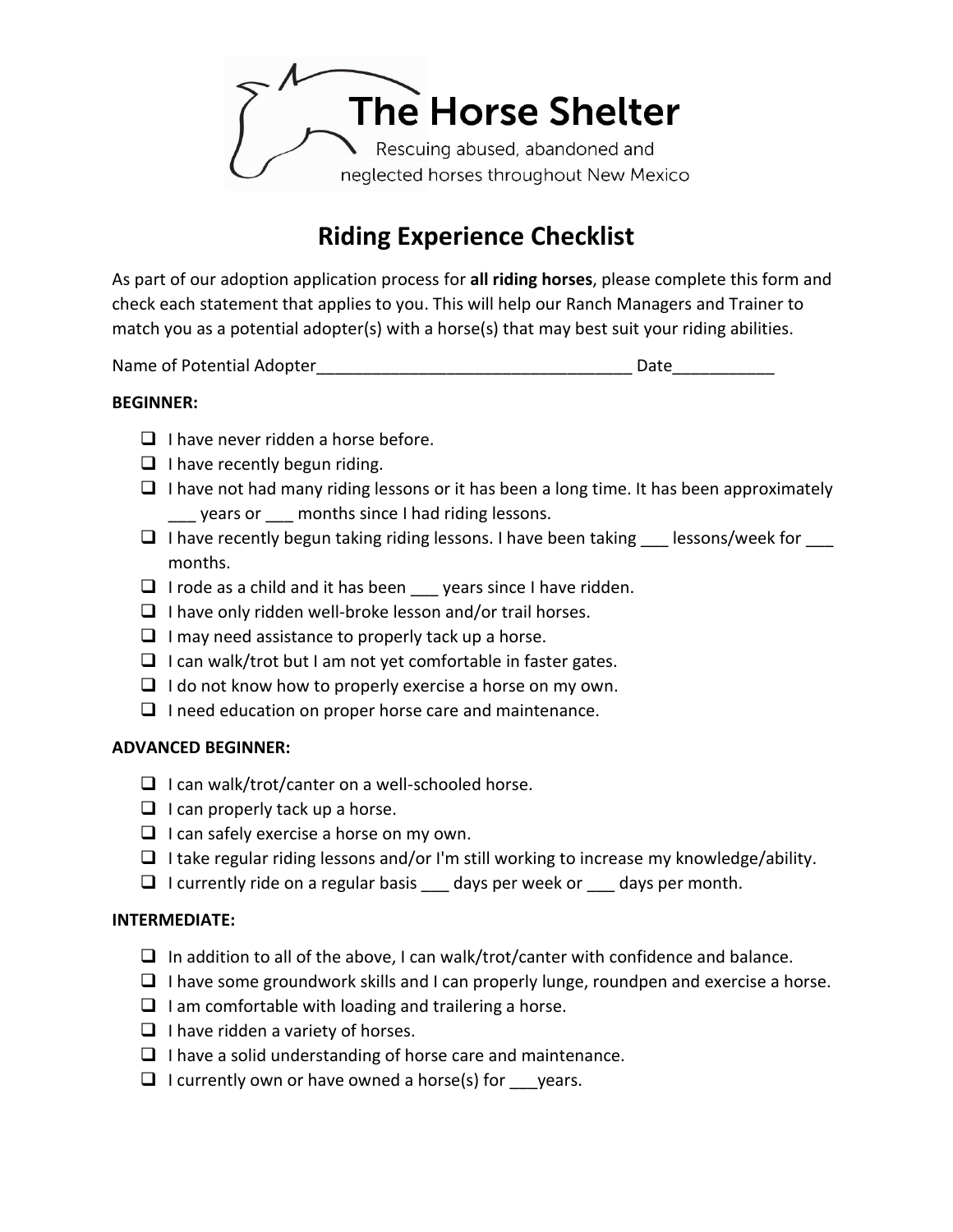# The Horse Shelter

Rescuing abused, abandoned and neglected horses throughout New Mexico

## Riding Experience Checklist

As part of our adoption application process for **all riding horses**, please complete this form and check each statement that applies to you. This will help our Ranch Managers and Trainer to match you as a potential adopter(s) with a horse(s) that may best suit your riding abilities.

Name of Potential Adopter__________________________________ Date___________

**BEGINNER:**

- ☐ I have never ridden a horse before.
- ☐ I have recently begun riding.
- ☐ I have not had many riding lessons or it has been a long time. It has been approximately ___ years or ___ months since I had riding lessons.
- ☐ I have recently begun taking riding lessons. I have been taking ___ lessons/week for ___ months.
- ☐ I rode as a child and it has been ___ years since I have ridden.
- ☐ I have only ridden well-broke lesson and/or trail horses.
- ☐ I may need assistance to properly tack up a horse.
- ☐ I can walk/trot but I am not yet comfortable in faster gates.
- ☐ I do not know how to properly exercise a horse on my own.
- ☐ I need education on proper horse care and maintenance.

**ADVANCED BEGINNER:**

- ☐ I can walk/trot/canter on a well-schooled horse.
- ☐ I can properly tack up a horse.
- ☐ I can safely exercise a horse on my own.
- ☐ I take regular riding lessons and/or I'm still working to increase my knowledge/ability.
- ☐ I currently ride on a regular basis ___ days per week or ___ days per month.

**INTERMEDIATE:**

- ☐ In addition to all of the above, I can walk/trot/canter with confidence and balance.
- ☐ I have some groundwork skills and I can properly lunge, roundpen and exercise a horse.
- ☐ I am comfortable with loading and trailering a horse.
- ☐ I have ridden a variety of horses.
- ☐ I have a solid understanding of horse care and maintenance.
- ☐ I currently own or have owned a horse(s) for ___years.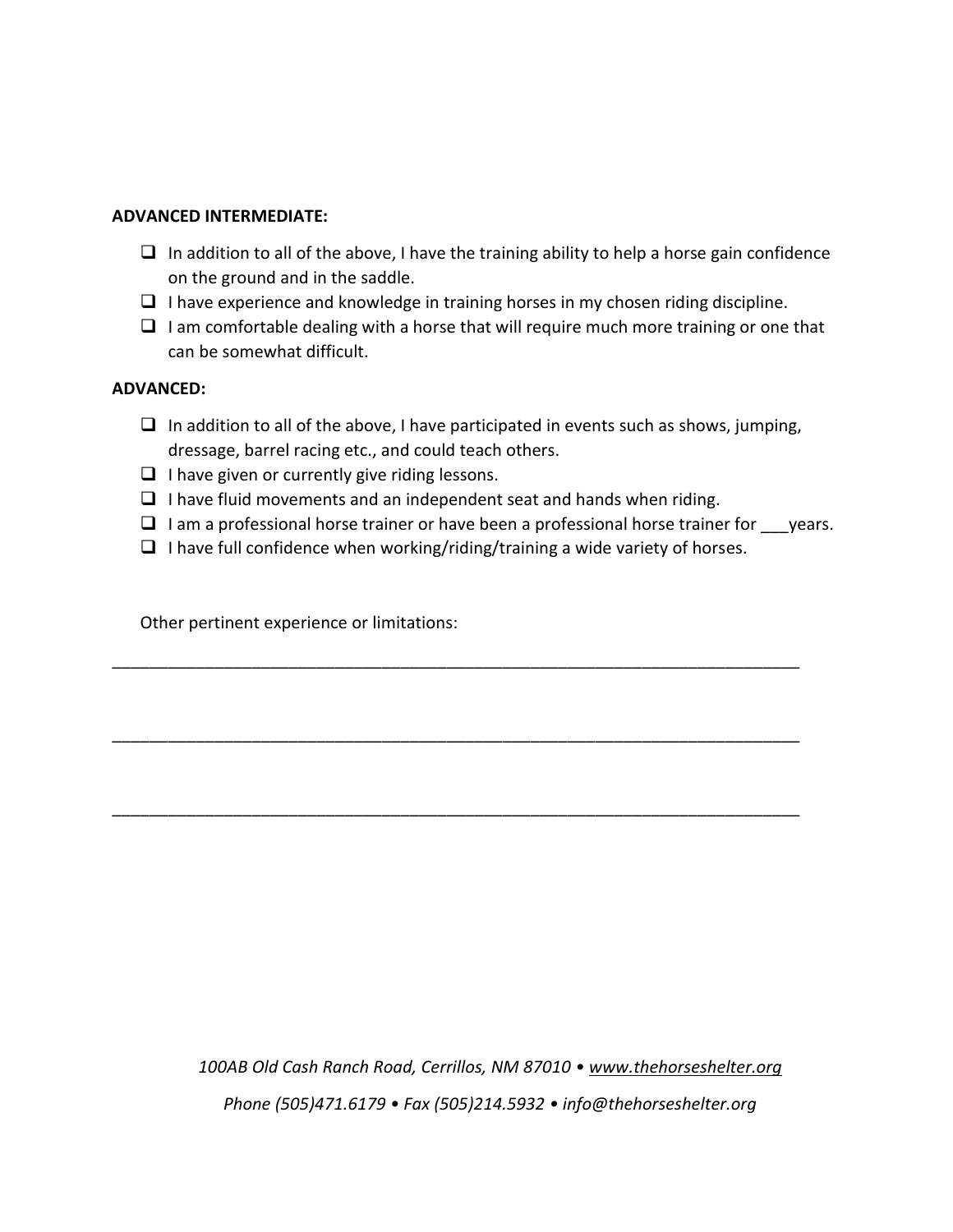**ADVANCED INTERMEDIATE:**

- ☐ In addition to all of the above, I have the training ability to help a horse gain confidence on the ground and in the saddle.
- ☐ I have experience and knowledge in training horses in my chosen riding discipline.
- ☐ I am comfortable dealing with a horse that will require much more training or one that can be somewhat difficult.

**ADVANCED:**

- ☐ In addition to all of the above, I have participated in events such as shows, jumping, dressage, barrel racing etc., and could teach others.
- ☐ I have given or currently give riding lessons.
- ☐ I have fluid movements and an independent seat and hands when riding.
- ☐ I am a professional horse trainer or have been a professional horse trainer for ___years.
- ☐ I have full confidence when working/riding/training a wide variety of horses.

Other pertinent experience or limitations:

_____________________________________________________________________________

_____________________________________________________________________________

_____________________________________________________________________________

*100AB Old Cash Ranch Road, Cerrillos, NM 87010 • [www.thehorseshelter.org](http://www.thehorseshelter.org)*

*Phone (505)471.6179 • Fax (505)214.5932 • info@thehorseshelter.org*